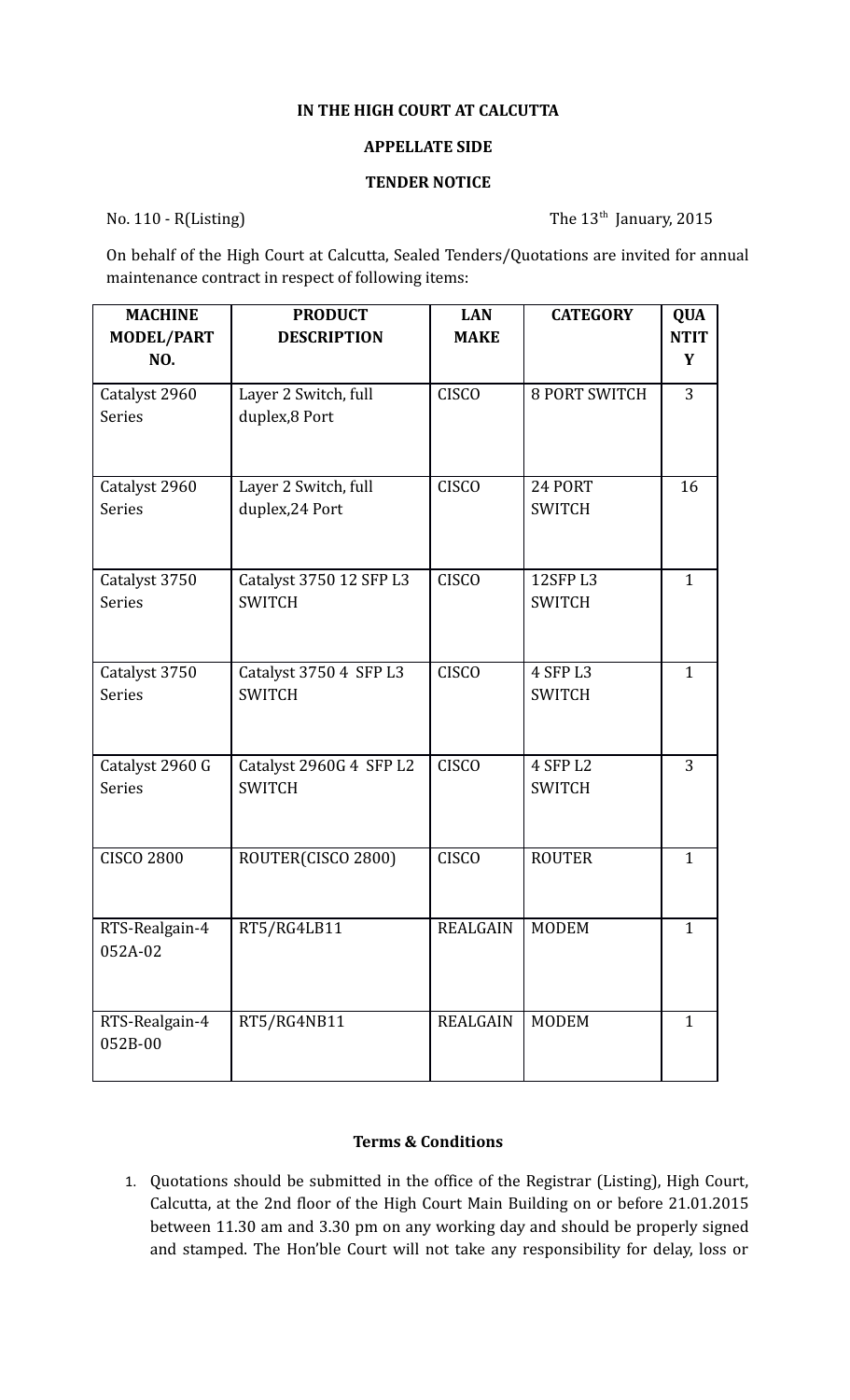**IN THE HIGH COURT AT CALCUTTA**

**APPELLATE SIDE**

**TENDER NOTICE**

No. 110 - R(Listing) The 13th January, 2015

On behalf of the High Court at Calcutta, Sealed Tenders/Quotations are invited for annual maintenance contract in respect of following items:

| MACHINE MODEL/PART NO. | PRODUCT DESCRIPTION | LAN MAKE | CATEGORY | QUANTITY |
|---|---|---|---|---|
| Catalyst 2960 Series | Layer 2 Switch, full duplex,8 Port | CISCO | 8 PORT SWITCH | 3 |
| Catalyst 2960 Series | Layer 2 Switch, full duplex,24 Port | CISCO | 24 PORT SWITCH | 16 |
| Catalyst 3750 Series | Catalyst 3750 12 SFP L3 SWITCH | CISCO | 12SFP L3 SWITCH | 1 |
| Catalyst 3750 Series | Catalyst 3750 4 SFP L3 SWITCH | CISCO | 4 SFP L3 SWITCH | 1 |
| Catalyst 2960 G Series | Catalyst 2960G 4 SFP L2 SWITCH | CISCO | 4 SFP L2 SWITCH | 3 |
| CISCO 2800 | ROUTER(CISCO 2800) | CISCO | ROUTER | 1 |
| RTS-Realgain-4 052A-02 | RT5/RG4LB11 | REALGAIN | MODEM | 1 |
| RTS-Realgain-4 052B-00 | RT5/RG4NB11 | REALGAIN | MODEM | 1 |

**Terms & Conditions**

1. Quotations should be submitted in the office of the Registrar (Listing), High Court, Calcutta, at the 2nd floor of the High Court Main Building on or before 21.01.2015 between 11.30 am and 3.30 pm on any working day and should be properly signed and stamped. The Hon'ble Court will not take any responsibility for delay, loss or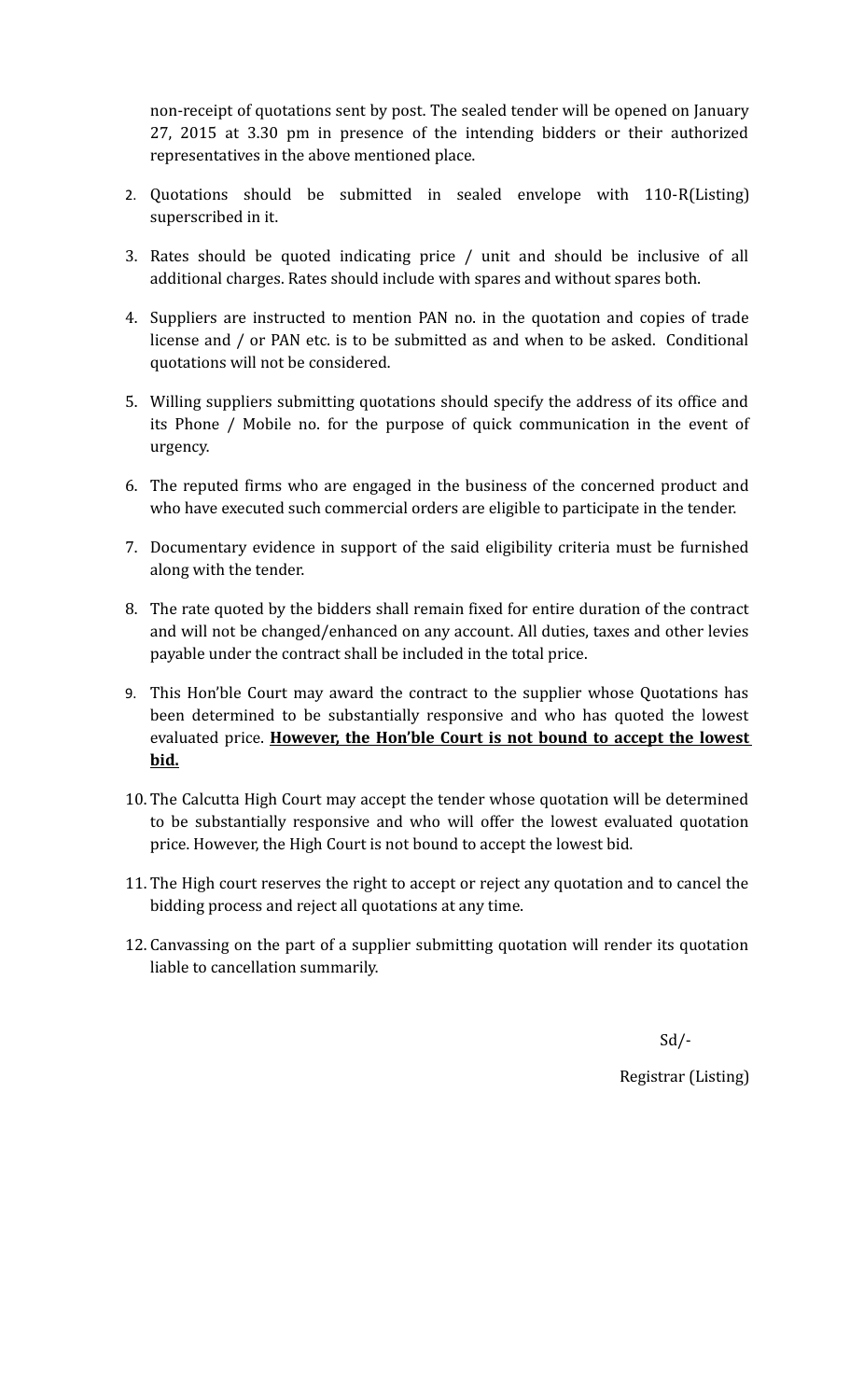non-receipt of quotations sent by post. The sealed tender will be opened on January 27, 2015 at 3.30 pm in presence of the intending bidders or their authorized representatives in the above mentioned place.

2. Quotations should be submitted in sealed envelope with 110-R(Listing) superscribed in it.

3. Rates should be quoted indicating price / unit and should be inclusive of all additional charges. Rates should include with spares and without spares both.

4. Suppliers are instructed to mention PAN no. in the quotation and copies of trade license and / or PAN etc. is to be submitted as and when to be asked. Conditional quotations will not be considered.

5. Willing suppliers submitting quotations should specify the address of its office and its Phone / Mobile no. for the purpose of quick communication in the event of urgency.

6. The reputed firms who are engaged in the business of the concerned product and who have executed such commercial orders are eligible to participate in the tender.

7. Documentary evidence in support of the said eligibility criteria must be furnished along with the tender.

8. The rate quoted by the bidders shall remain fixed for entire duration of the contract and will not be changed/enhanced on any account. All duties, taxes and other levies payable under the contract shall be included in the total price.

9. This Hon'ble Court may award the contract to the supplier whose Quotations has been determined to be substantially responsive and who has quoted the lowest evaluated price. **<u>However, the Hon'ble Court is not bound to accept the lowest bid.</u>**

10. The Calcutta High Court may accept the tender whose quotation will be determined to be substantially responsive and who will offer the lowest evaluated quotation price. However, the High Court is not bound to accept the lowest bid.

11. The High court reserves the right to accept or reject any quotation and to cancel the bidding process and reject all quotations at any time.

12. Canvassing on the part of a supplier submitting quotation will render its quotation liable to cancellation summarily.

Sd/-

Registrar (Listing)